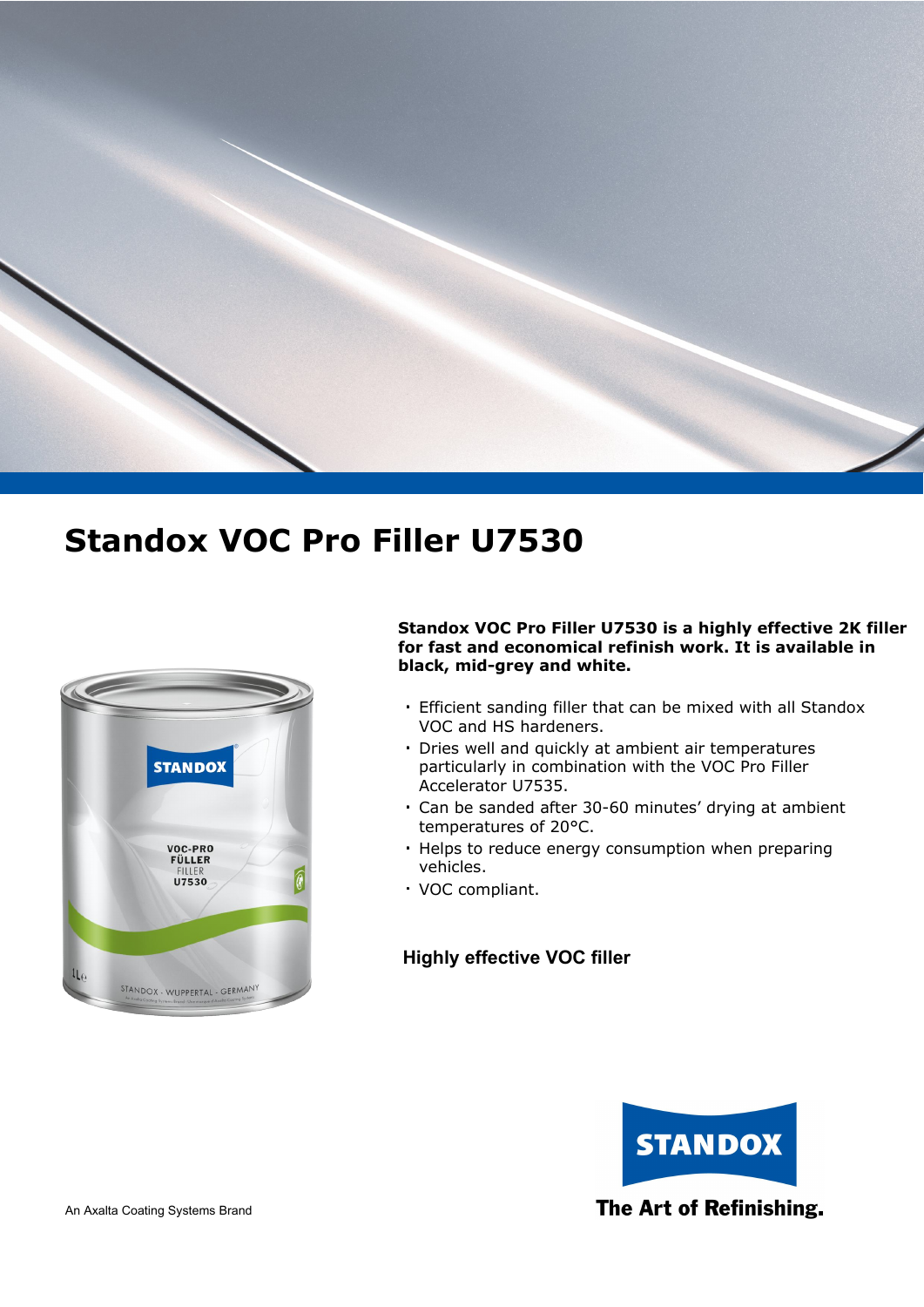# Standox VOC Pro Filler U7530

**Standox VOC Pro Filler U7530 is a highly effective 2K filler for fast and economical refinish work. It is available in black, mid-grey and white.**

- Efficient sanding filler that can be mixed with all Standox VOC and HS hardeners.
- Dries well and quickly at ambient air temperatures particularly in combination with the VOC Pro Filler Accelerator U7535.
- Can be sanded after 30-60 minutes' drying at ambient temperatures of 20°C.
- Helps to reduce energy consumption when preparing vehicles.
- VOC compliant.

## Highly effective VOC filler

An Axalta Coating Systems Brand

STANDOX

The Art of Refinishing.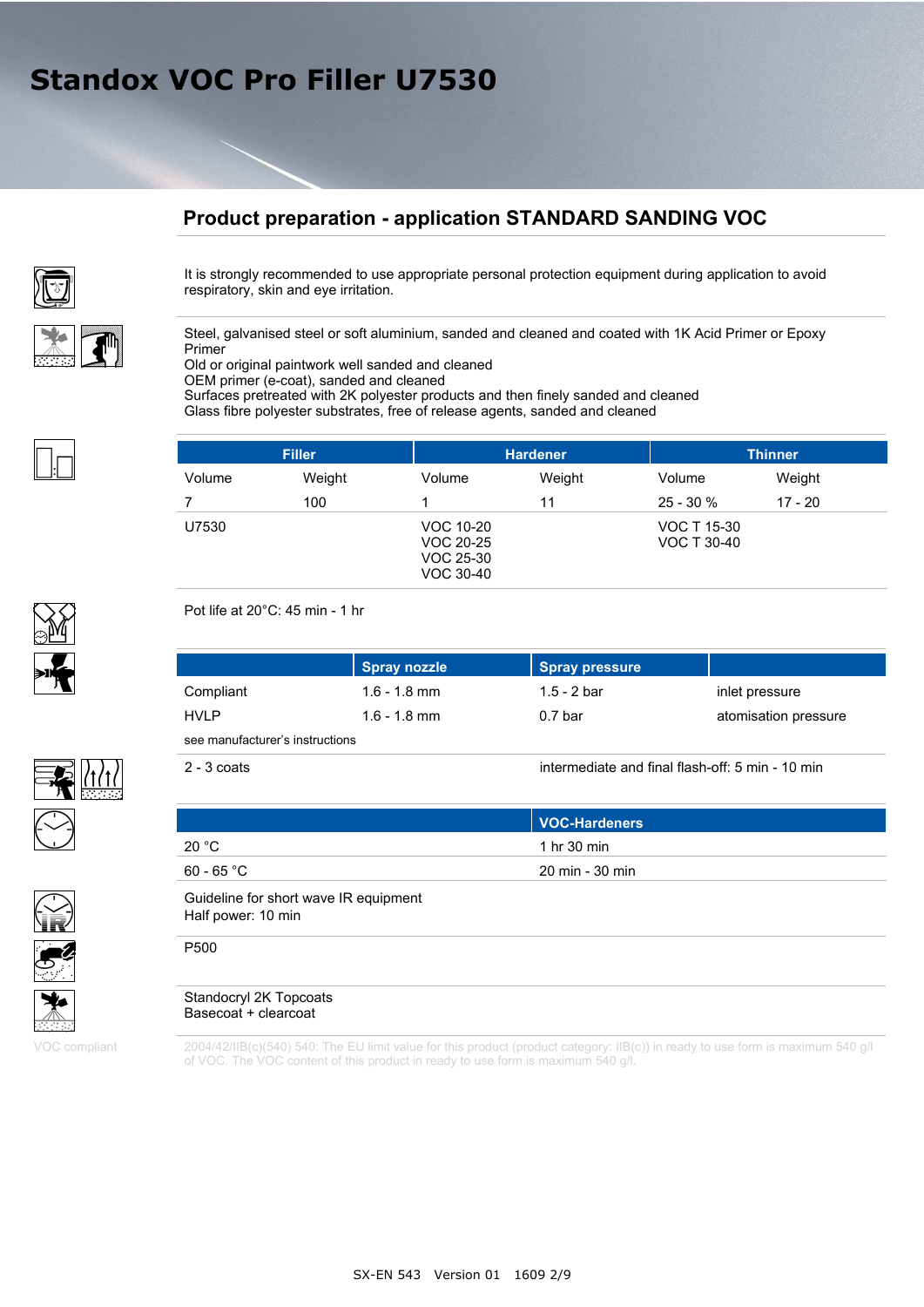# Standox VOC Pro Filler U7530

## Product preparation - application STANDARD SANDING VOC

It is strongly recommended to use appropriate personal protection equipment during application to avoid respiratory, skin and eye irritation.

Steel, galvanised steel or soft aluminium, sanded and cleaned and coated with 1K Acid Primer or Epoxy Primer
Old or original paintwork well sanded and cleaned
OEM primer (e-coat), sanded and cleaned
Surfaces pretreated with 2K polyester products and then finely sanded and cleaned
Glass fibre polyester substrates, free of release agents, sanded and cleaned

| Filler | | Hardener | | Thinner | |
|---|---|---|---|---|---|
| Volume | Weight | Volume | Weight | Volume | Weight |
| 7 | 100 | 1 | 11 | 25 - 30 % | 17 - 20 |
| U7530 | | VOC 10-20<br>VOC 20-25<br>VOC 25-30<br>VOC 30-40 | | VOC T 15-30<br>VOC T 30-40 | |

Pot life at 20°C: 45 min - 1 hr

| | Spray nozzle | Spray pressure | |
|---|---|---|---|
| Compliant | 1.6 - 1.8 mm | 1.5 - 2 bar | inlet pressure |
| HVLP | 1.6 - 1.8 mm | 0.7 bar | atomisation pressure |

see manufacturer's instructions

2 - 3 coats — intermediate and final flash-off: 5 min - 10 min

| | VOC-Hardeners |
|---|---|
| 20 °C | 1 hr 30 min |
| 60 - 65 °C | 20 min - 30 min |

Guideline for short wave IR equipment
Half power: 10 min

P500

Standocryl 2K Topcoats
Basecoat + clearcoat

VOC compliant

2004/42/IIB(c)(540) 540: The EU limit value for this product (product category: IIB(c)) in ready to use form is maximum 540 g/l of VOC. The VOC content of this product in ready to use form is maximum 540 g/l.

SX-EN 543 Version 01 1609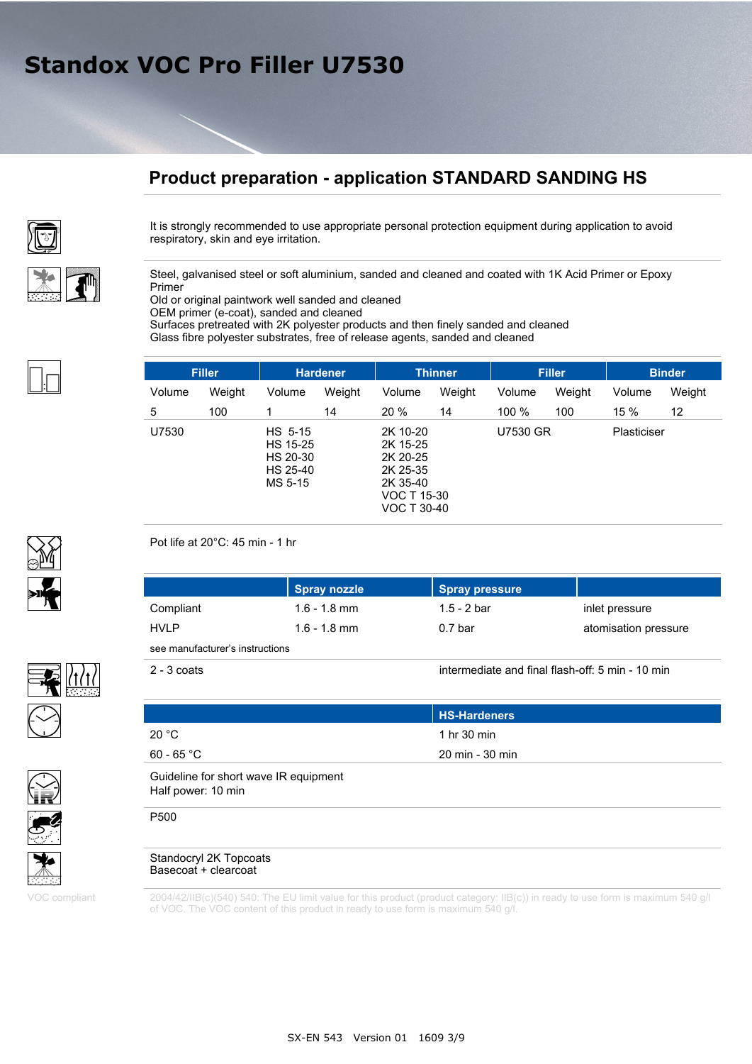# Standox VOC Pro Filler U7530

## Product preparation - application STANDARD SANDING HS

It is strongly recommended to use appropriate personal protection equipment during application to avoid respiratory, skin and eye irritation.

Steel, galvanised steel or soft aluminium, sanded and cleaned and coated with 1K Acid Primer or Epoxy Primer
Old or original paintwork well sanded and cleaned
OEM primer (e-coat), sanded and cleaned
Surfaces pretreated with 2K polyester products and then finely sanded and cleaned
Glass fibre polyester substrates, free of release agents, sanded and cleaned

| Filler | | Hardener | | Thinner | | Filler | | Binder | |
|---|---|---|---|---|---|---|---|---|---|
| Volume | Weight | Volume | Weight | Volume | Weight | Volume | Weight | Volume | Weight |
| 5 | 100 | 1 | 14 | 20 % | 14 | 100 % | 100 | 15 % | 12 |
| U7530 | | HS 5-15<br>HS 15-25<br>HS 20-30<br>HS 25-40<br>MS 5-15 | | 2K 10-20<br>2K 15-25<br>2K 20-25<br>2K 25-35<br>2K 35-40<br>VOC T 15-30<br>VOC T 30-40 | | U7530 GR | | Plasticiser | |

Pot life at 20°C: 45 min - 1 hr

| | Spray nozzle | Spray pressure | |
|---|---|---|---|
| Compliant | 1.6 - 1.8 mm | 1.5 - 2 bar | inlet pressure |
| HVLP | 1.6 - 1.8 mm | 0.7 bar | atomisation pressure |

see manufacturer's instructions

2 - 3 coats — intermediate and final flash-off: 5 min - 10 min

| | HS-Hardeners |
|---|---|
| 20 °C | 1 hr 30 min |
| 60 - 65 °C | 20 min - 30 min |

Guideline for short wave IR equipment
Half power: 10 min

P500

Standocryl 2K Topcoats
Basecoat + clearcoat

VOC compliant

2004/42/IIB(c)(540) 540: The EU limit value for this product (product category: IIB(c)) in ready to use form is maximum 540 g/l of VOC. The VOC content of this product in ready to use form is maximum 540 g/l.

SX-EN 543 Version 01 1609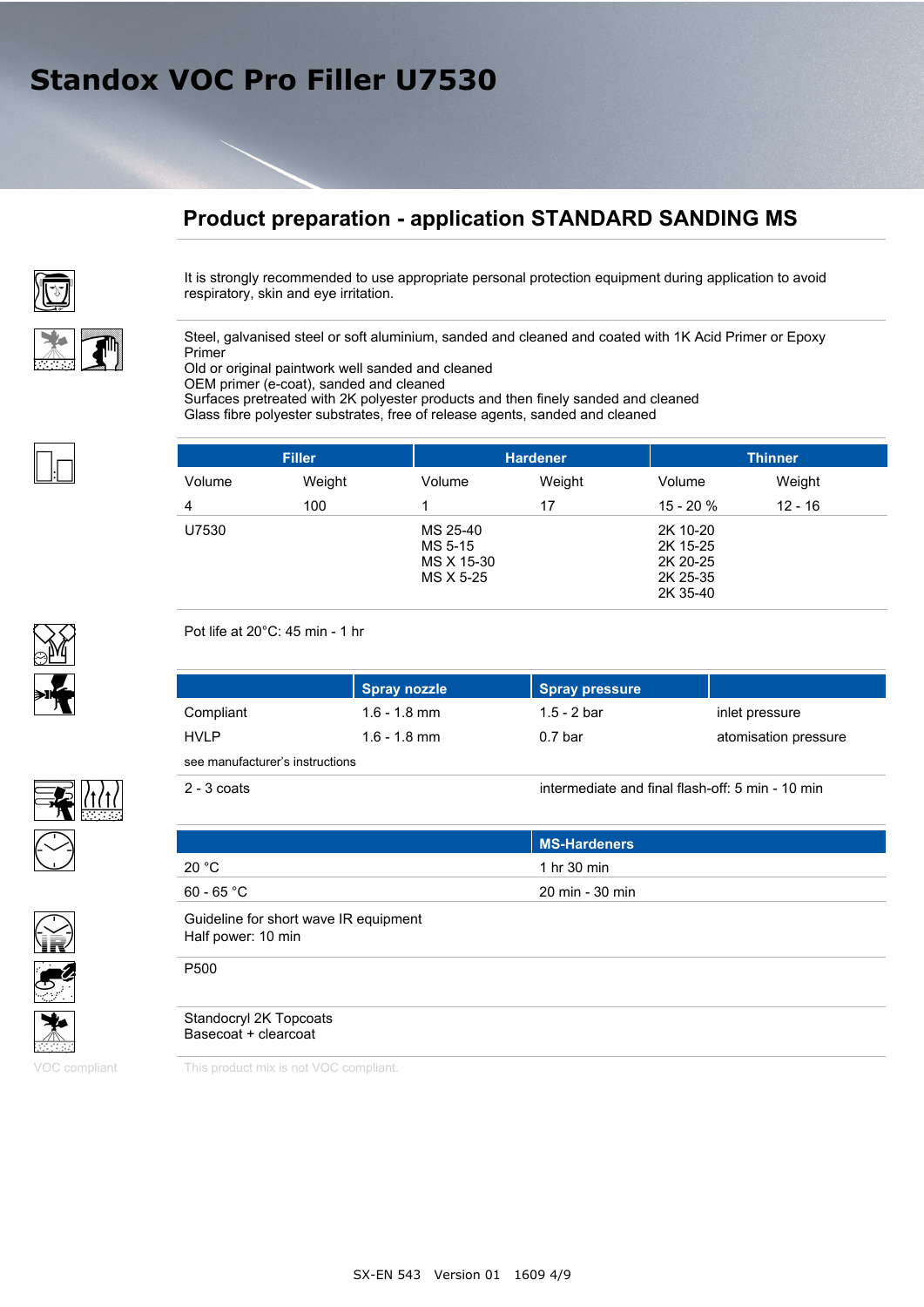# Standox VOC Pro Filler U7530

## Product preparation - application STANDARD SANDING MS

It is strongly recommended to use appropriate personal protection equipment during application to avoid respiratory, skin and eye irritation.

Steel, galvanised steel or soft aluminium, sanded and cleaned and coated with 1K Acid Primer or Epoxy Primer
Old or original paintwork well sanded and cleaned
OEM primer (e-coat), sanded and cleaned
Surfaces pretreated with 2K polyester products and then finely sanded and cleaned
Glass fibre polyester substrates, free of release agents, sanded and cleaned

| Filler | | Hardener | | Thinner | |
|---|---|---|---|---|---|
| Volume | Weight | Volume | Weight | Volume | Weight |
| 4 | 100 | 1 | 17 | 15 - 20 % | 12 - 16 |
| U7530 | | MS 25-40<br>MS 5-15<br>MS X 15-30<br>MS X 5-25 | | 2K 10-20<br>2K 15-25<br>2K 20-25<br>2K 25-35<br>2K 35-40 | |

Pot life at 20°C: 45 min - 1 hr

| | Spray nozzle | Spray pressure | |
|---|---|---|---|
| Compliant | 1.6 - 1.8 mm | 1.5 - 2 bar | inlet pressure |
| HVLP | 1.6 - 1.8 mm | 0.7 bar | atomisation pressure |

see manufacturer's instructions

2 - 3 coats

intermediate and final flash-off: 5 min - 10 min

| | MS-Hardeners |
|---|---|
| 20 °C | 1 hr 30 min |
| 60 - 65 °C | 20 min - 30 min |

Guideline for short wave IR equipment
Half power: 10 min

P500

Standocryl 2K Topcoats
Basecoat + clearcoat

VOC compliant

This product mix is not VOC compliant.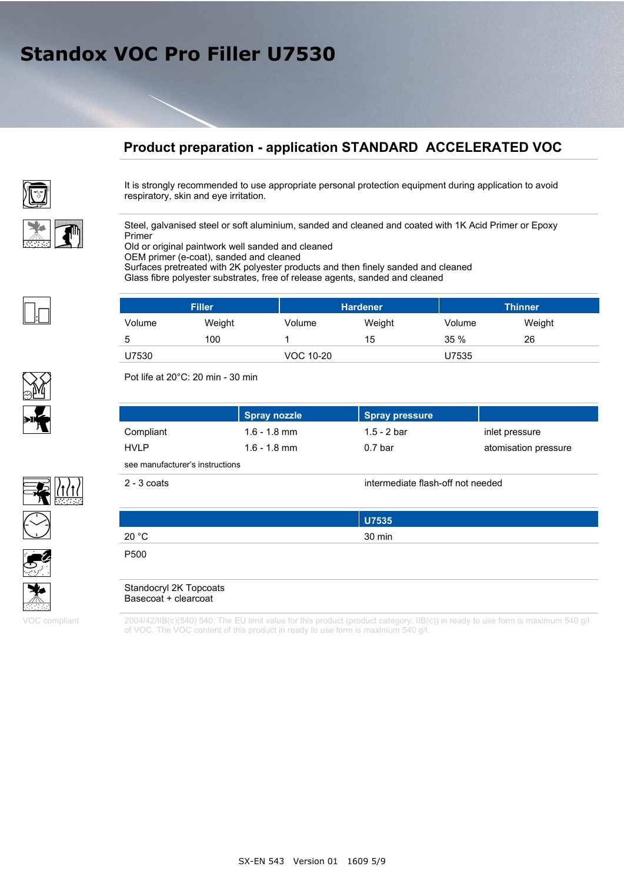# Standox VOC Pro Filler U7530

## Product preparation - application STANDARD ACCELERATED VOC

It is strongly recommended to use appropriate personal protection equipment during application to avoid respiratory, skin and eye irritation.

Steel, galvanised steel or soft aluminium, sanded and cleaned and coated with 1K Acid Primer or Epoxy Primer
Old or original paintwork well sanded and cleaned
OEM primer (e-coat), sanded and cleaned
Surfaces pretreated with 2K polyester products and then finely sanded and cleaned
Glass fibre polyester substrates, free of release agents, sanded and cleaned

| Filler | | Hardener | | Thinner | |
|---|---|---|---|---|---|
| Volume | Weight | Volume | Weight | Volume | Weight |
| 5 | 100 | 1 | 15 | 35 % | 26 |
| U7530 | | VOC 10-20 | | U7535 | |

Pot life at 20°C: 20 min - 30 min

| | Spray nozzle | Spray pressure | |
|---|---|---|---|
| Compliant | 1.6 - 1.8 mm | 1.5 - 2 bar | inlet pressure |
| HVLP | 1.6 - 1.8 mm | 0.7 bar | atomisation pressure |

see manufacturer's instructions

2 - 3 coats

intermediate flash-off not needed

| | U7535 |
|---|---|
| 20 °C | 30 min |

P500

Standocryl 2K Topcoats
Basecoat + clearcoat

VOC compliant

2004/42/IIB(c)(540) 540: The EU limit value for this product (product category: IIB(c)) in ready to use form is maximum 540 g/l of VOC. The VOC content of this product in ready to use form is maximum 540 g/l.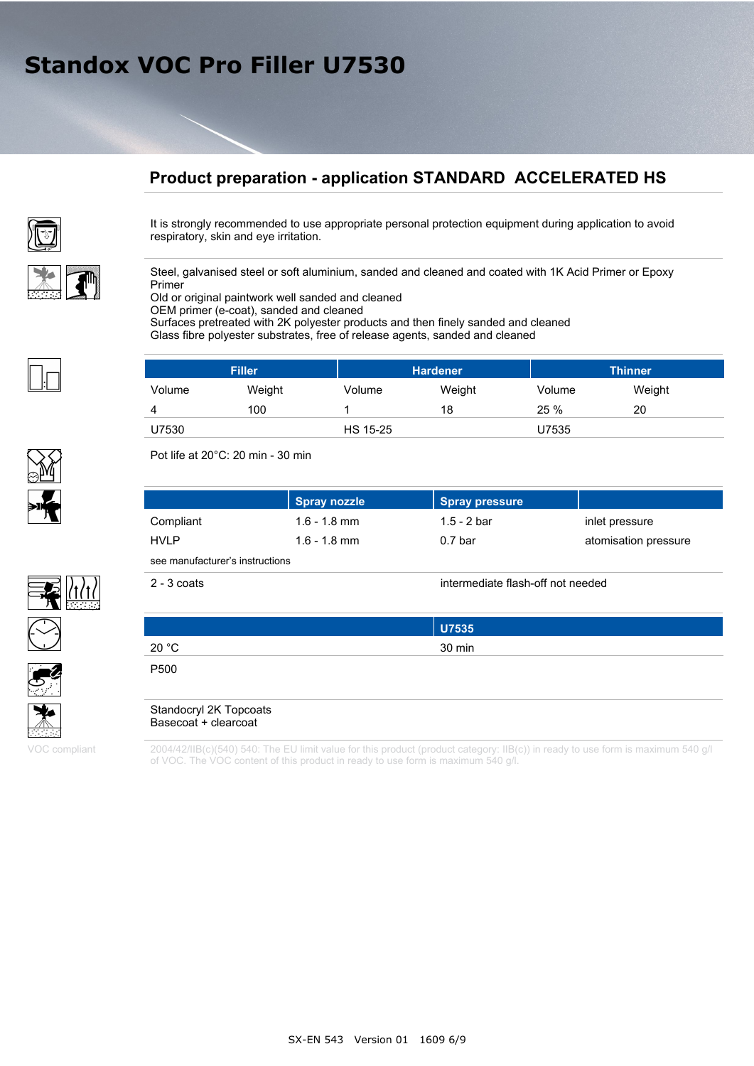# Standox VOC Pro Filler U7530

## Product preparation - application STANDARD ACCELERATED HS

It is strongly recommended to use appropriate personal protection equipment during application to avoid respiratory, skin and eye irritation.

Steel, galvanised steel or soft aluminium, sanded and cleaned and coated with 1K Acid Primer or Epoxy Primer
Old or original paintwork well sanded and cleaned
OEM primer (e-coat), sanded and cleaned
Surfaces pretreated with 2K polyester products and then finely sanded and cleaned
Glass fibre polyester substrates, free of release agents, sanded and cleaned

| Filler | | Hardener | | Thinner | |
|---|---|---|---|---|---|
| Volume | Weight | Volume | Weight | Volume | Weight |
| 4 | 100 | 1 | 18 | 25 % | 20 |
| U7530 | | HS 15-25 | | U7535 | |

Pot life at 20°C: 20 min - 30 min

| | Spray nozzle | Spray pressure | |
|---|---|---|---|
| Compliant | 1.6 - 1.8 mm | 1.5 - 2 bar | inlet pressure |
| HVLP | 1.6 - 1.8 mm | 0.7 bar | atomisation pressure |

see manufacturer's instructions

2 - 3 coats — intermediate flash-off not needed

| | U7535 |
|---|---|
| 20 °C | 30 min |

P500

Standocryl 2K Topcoats
Basecoat + clearcoat

VOC compliant

2004/42/IIB(c)(540) 540: The EU limit value for this product (product category: IIB(c)) in ready to use form is maximum 540 g/l of VOC. The VOC content of this product in ready to use form is maximum 540 g/l.

SX-EN 543 Version 01 1609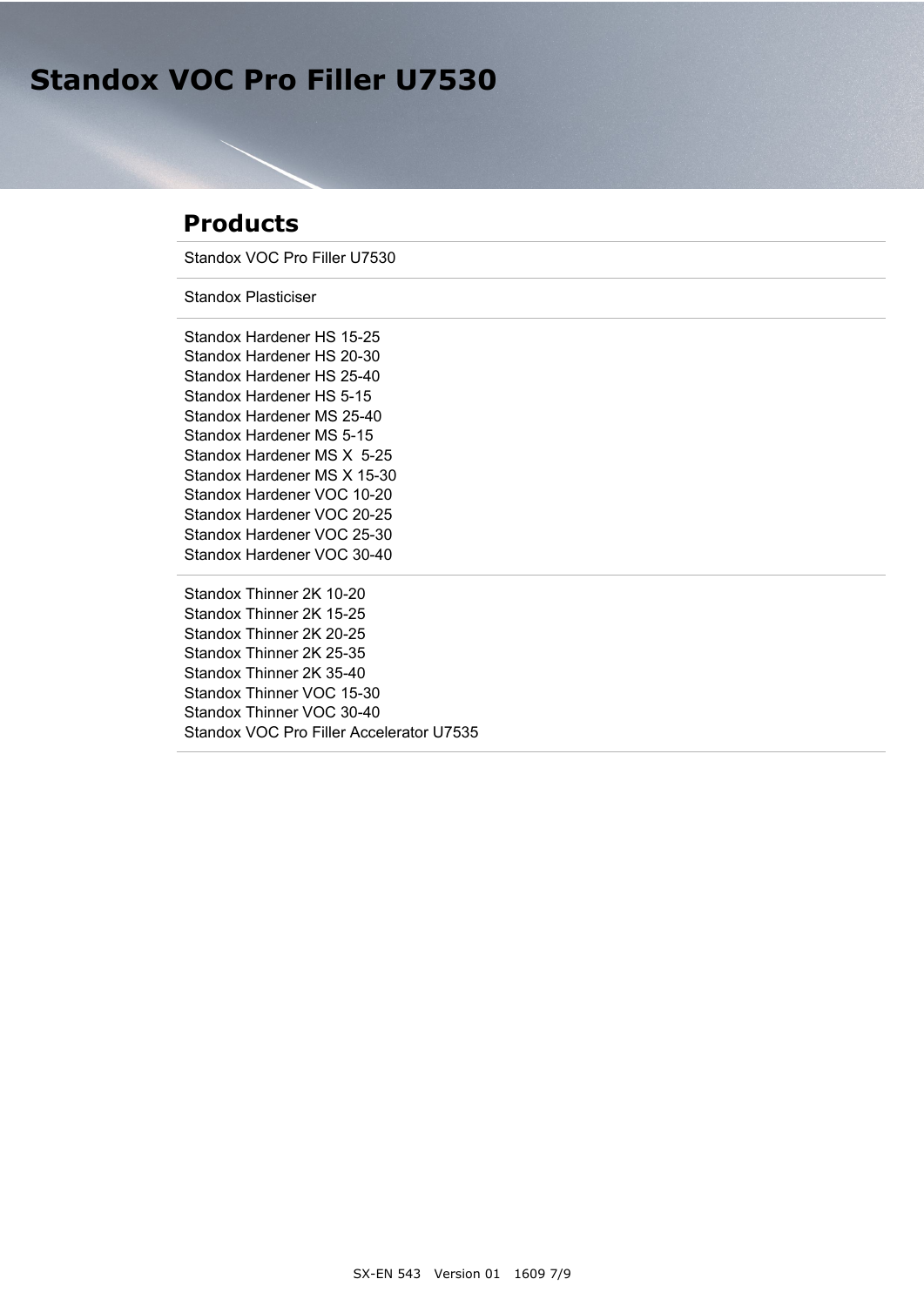# Standox VOC Pro Filler U7530

## Products

Standox VOC Pro Filler U7530

Standox Plasticiser

Standox Hardener HS 15-25
Standox Hardener HS 20-30
Standox Hardener HS 25-40
Standox Hardener HS 5-15
Standox Hardener MS 25-40
Standox Hardener MS 5-15
Standox Hardener MS X 5-25
Standox Hardener MS X 15-30
Standox Hardener VOC 10-20
Standox Hardener VOC 20-25
Standox Hardener VOC 25-30
Standox Hardener VOC 30-40

Standox Thinner 2K 10-20
Standox Thinner 2K 15-25
Standox Thinner 2K 20-25
Standox Thinner 2K 25-35
Standox Thinner 2K 35-40
Standox Thinner VOC 15-30
Standox Thinner VOC 30-40
Standox VOC Pro Filler Accelerator U7535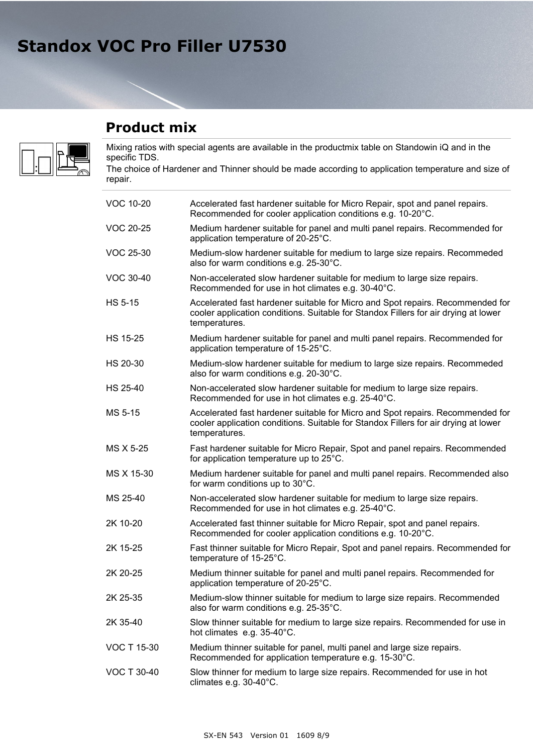# Standox VOC Pro Filler U7530

## Product mix

Mixing ratios with special agents are available in the productmix table on Standowin iQ and in the specific TDS.
The choice of Hardener and Thinner should be made according to application temperature and size of repair.

| | |
|---|---|
| VOC 10-20 | Accelerated fast hardener suitable for Micro Repair, spot and panel repairs. Recommended for cooler application conditions e.g. 10-20°C. |
| VOC 20-25 | Medium hardener suitable for panel and multi panel repairs. Recommended for application temperature of 20-25°C. |
| VOC 25-30 | Medium-slow hardener suitable for medium to large size repairs. Recommeded also for warm conditions e.g. 25-30°C. |
| VOC 30-40 | Non-accelerated slow hardener suitable for medium to large size repairs. Recommended for use in hot climates e.g. 30-40°C. |
| HS 5-15 | Accelerated fast hardener suitable for Micro and Spot repairs. Recommended for cooler application conditions. Suitable for Standox Fillers for air drying at lower temperatures. |
| HS 15-25 | Medium hardener suitable for panel and multi panel repairs. Recommended for application temperature of 15-25°C. |
| HS 20-30 | Medium-slow hardener suitable for medium to large size repairs. Recommeded also for warm conditions e.g. 20-30°C. |
| HS 25-40 | Non-accelerated slow hardener suitable for medium to large size repairs. Recommended for use in hot climates e.g. 25-40°C. |
| MS 5-15 | Accelerated fast hardener suitable for Micro and Spot repairs. Recommended for cooler application conditions. Suitable for Standox Fillers for air drying at lower temperatures. |
| MS X 5-25 | Fast hardener suitable for Micro Repair, Spot and panel repairs. Recommended for application temperature up to 25°C. |
| MS X 15-30 | Medium hardener suitable for panel and multi panel repairs. Recommended also for warm conditions up to 30°C. |
| MS 25-40 | Non-accelerated slow hardener suitable for medium to large size repairs. Recommended for use in hot climates e.g. 25-40°C. |
| 2K 10-20 | Accelerated fast thinner suitable for Micro Repair, spot and panel repairs. Recommended for cooler application conditions e.g. 10-20°C. |
| 2K 15-25 | Fast thinner suitable for Micro Repair, Spot and panel repairs. Recommended for temperature of 15-25°C. |
| 2K 20-25 | Medium thinner suitable for panel and multi panel repairs. Recommended for application temperature of 20-25°C. |
| 2K 25-35 | Medium-slow thinner suitable for medium to large size repairs. Recommended also for warm conditions e.g. 25-35°C. |
| 2K 35-40 | Slow thinner suitable for medium to large size repairs. Recommended for use in hot climates e.g. 35-40°C. |
| VOC T 15-30 | Medium thinner suitable for panel, multi panel and large size repairs. Recommended for application temperature e.g. 15-30°C. |
| VOC T 30-40 | Slow thinner for medium to large size repairs. Recommended for use in hot climates e.g. 30-40°C. |

SX-EN 543 Version 01 1609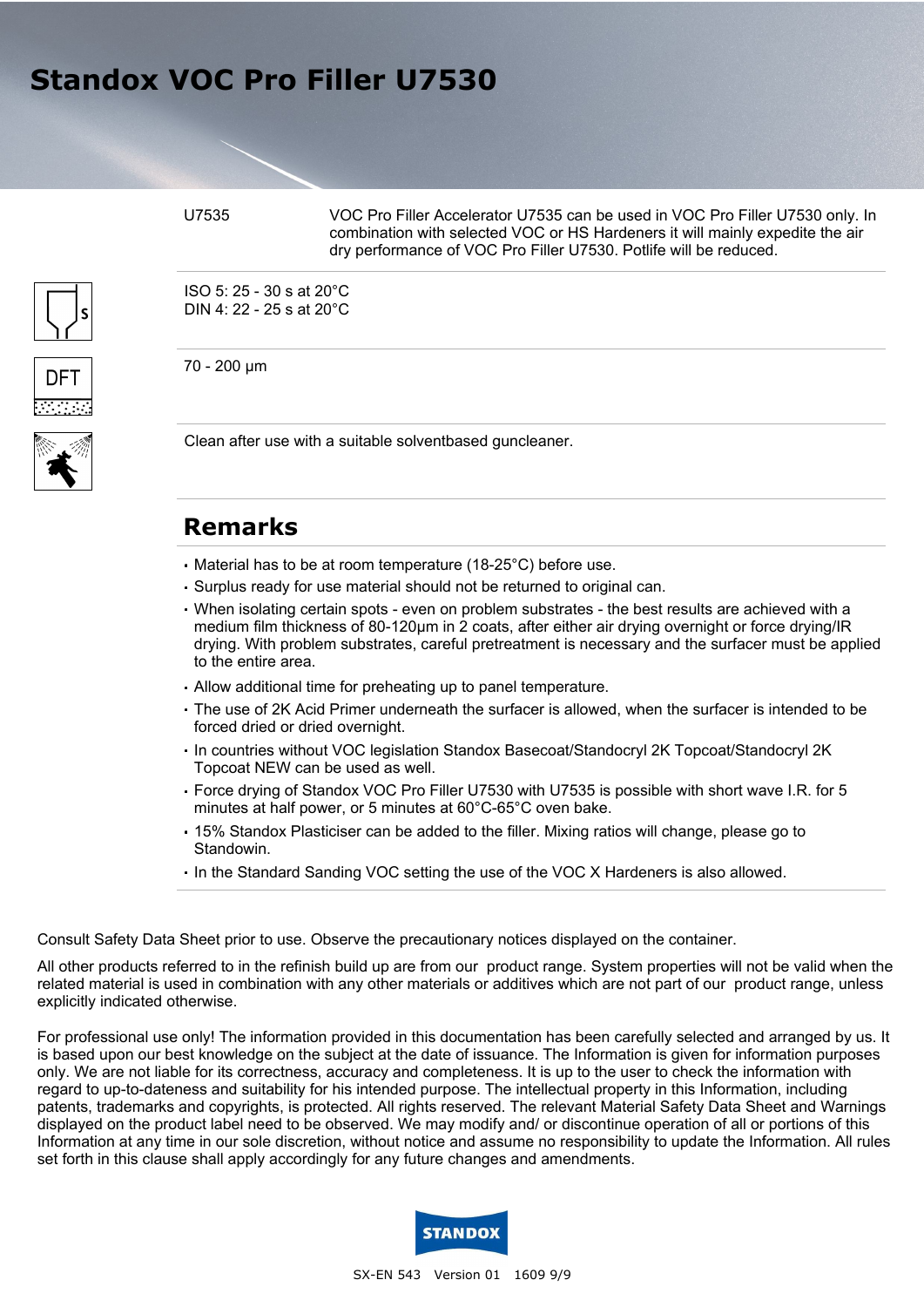# Standox VOC Pro Filler U7530

| | |
|---|---|
| U7535 | VOC Pro Filler Accelerator U7535 can be used in VOC Pro Filler U7530 only. In combination with selected VOC or HS Hardeners it will mainly expedite the air dry performance of VOC Pro Filler U7530. Potlife will be reduced. |

ISO 5: 25 - 30 s at 20°C
DIN 4: 22 - 25 s at 20°C

70 - 200 µm

Clean after use with a suitable solventbased guncleaner.

## Remarks

- Material has to be at room temperature (18-25°C) before use.
- Surplus ready for use material should not be returned to original can.
- When isolating certain spots - even on problem substrates - the best results are achieved with a medium film thickness of 80-120µm in 2 coats, after either air drying overnight or force drying/IR drying. With problem substrates, careful pretreatment is necessary and the surfacer must be applied to the entire area.
- Allow additional time for preheating up to panel temperature.
- The use of 2K Acid Primer underneath the surfacer is allowed, when the surfacer is intended to be forced dried or dried overnight.
- In countries without VOC legislation Standox Basecoat/Standocryl 2K Topcoat/Standocryl 2K Topcoat NEW can be used as well.
- Force drying of Standox VOC Pro Filler U7530 with U7535 is possible with short wave I.R. for 5 minutes at half power, or 5 minutes at 60°C-65°C oven bake.
- 15% Standox Plasticiser can be added to the filler. Mixing ratios will change, please go to Standowin.
- In the Standard Sanding VOC setting the use of the VOC X Hardeners is also allowed.

Consult Safety Data Sheet prior to use. Observe the precautionary notices displayed on the container.

All other products referred to in the refinish build up are from our product range. System properties will not be valid when the related material is used in combination with any other materials or additives which are not part of our product range, unless explicitly indicated otherwise.

For professional use only! The information provided in this documentation has been carefully selected and arranged by us. It is based upon our best knowledge on the subject at the date of issuance. The Information is given for information purposes only. We are not liable for its correctness, accuracy and completeness. It is up to the user to check the information with regard to up-to-dateness and suitability for his intended purpose. The intellectual property in this Information, including patents, trademarks and copyrights, is protected. All rights reserved. The relevant Material Safety Data Sheet and Warnings displayed on the product label need to be observed. We may modify and/ or discontinue operation of all or portions of this Information at any time in our sole discretion, without notice and assume no responsibility to update the Information. All rules set forth in this clause shall apply accordingly for any future changes and amendments.

STANDOX

SX-EN 543 Version 01 1609